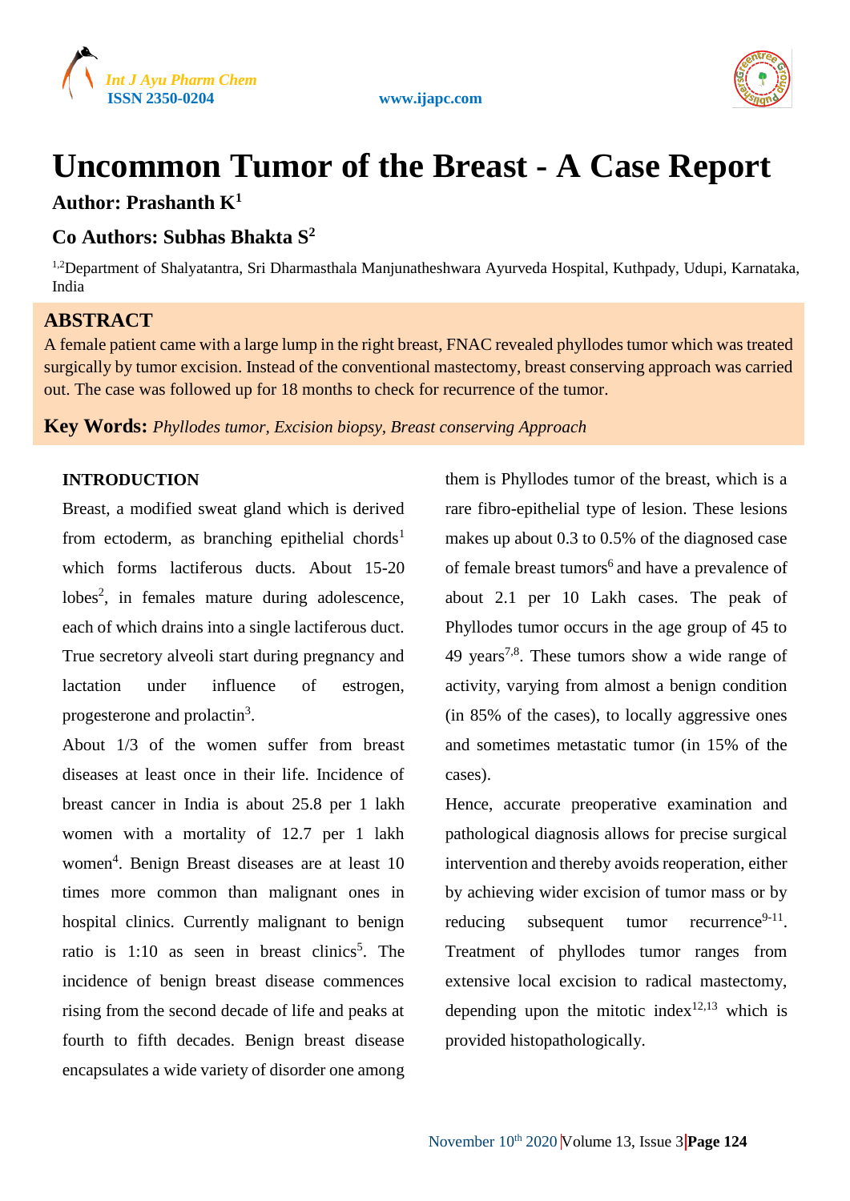# Uncommon Tumor of the Breast - A Case Report

**Author: Prashanth K[1]**

**Co Authors: Subhas Bhakta S[2]**

[1,2]Department of Shalyatantra, Sri Dharmasthala Manjunatheshwara Ayurveda Hospital, Kuthpady, Udupi, Karnataka, India

## ABSTRACT

A female patient came with a large lump in the right breast, FNAC revealed phyllodes tumor which was treated surgically by tumor excision. Instead of the conventional mastectomy, breast conserving approach was carried out. The case was followed up for 18 months to check for recurrence of the tumor.

**Key Words:** *Phyllodes tumor, Excision biopsy, Breast conserving Approach*

### INTRODUCTION

Breast, a modified sweat gland which is derived from ectoderm, as branching epithelial chords[1] which forms lactiferous ducts. About 15-20 lobes[2], in females mature during adolescence, each of which drains into a single lactiferous duct. True secretory alveoli start during pregnancy and lactation under influence of estrogen, progesterone and prolactin[3].

About 1/3 of the women suffer from breast diseases at least once in their life. Incidence of breast cancer in India is about 25.8 per 1 lakh women with a mortality of 12.7 per 1 lakh women[4]. Benign Breast diseases are at least 10 times more common than malignant ones in hospital clinics. Currently malignant to benign ratio is 1:10 as seen in breast clinics[5]. The incidence of benign breast disease commences rising from the second decade of life and peaks at fourth to fifth decades. Benign breast disease encapsulates a wide variety of disorder one among them is Phyllodes tumor of the breast, which is a rare fibro-epithelial type of lesion. These lesions makes up about 0.3 to 0.5% of the diagnosed case of female breast tumors[6] and have a prevalence of about 2.1 per 10 Lakh cases. The peak of Phyllodes tumor occurs in the age group of 45 to 49 years[7,8]. These tumors show a wide range of activity, varying from almost a benign condition (in 85% of the cases), to locally aggressive ones and sometimes metastatic tumor (in 15% of the cases).

Hence, accurate preoperative examination and pathological diagnosis allows for precise surgical intervention and thereby avoids reoperation, either by achieving wider excision of tumor mass or by reducing subsequent tumor recurrence[9-11]. Treatment of phyllodes tumor ranges from extensive local excision to radical mastectomy, depending upon the mitotic index[12,13] which is provided histopathologically.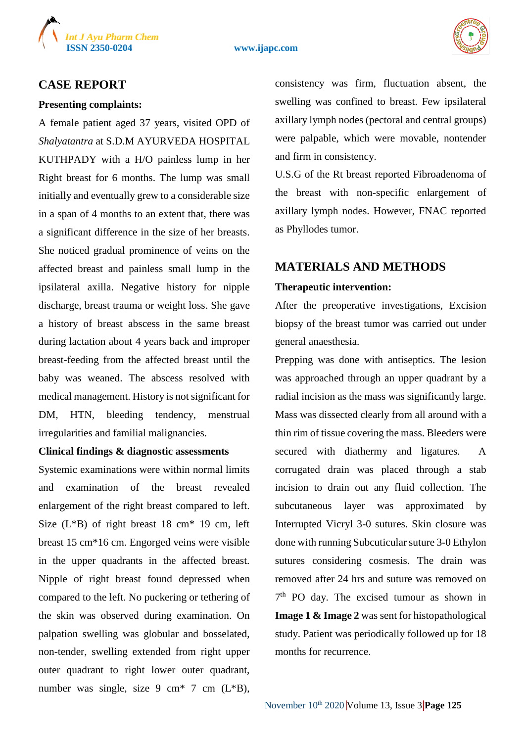## CASE REPORT

**Presenting complaints:**

A female patient aged 37 years, visited OPD of *Shalyatantra* at S.D.M AYURVEDA HOSPITAL KUTHPADY with a H/O painless lump in her Right breast for 6 months. The lump was small initially and eventually grew to a considerable size in a span of 4 months to an extent that, there was a significant difference in the size of her breasts. She noticed gradual prominence of veins on the affected breast and painless small lump in the ipsilateral axilla. Negative history for nipple discharge, breast trauma or weight loss. She gave a history of breast abscess in the same breast during lactation about 4 years back and improper breast-feeding from the affected breast until the baby was weaned. The abscess resolved with medical management. History is not significant for DM, HTN, bleeding tendency, menstrual irregularities and familial malignancies.

**Clinical findings & diagnostic assessments**

Systemic examinations were within normal limits and examination of the breast revealed enlargement of the right breast compared to left. Size (L*B) of right breast 18 cm* 19 cm, left breast 15 cm*16 cm. Engorged veins were visible in the upper quadrants in the affected breast. Nipple of right breast found depressed when compared to the left. No puckering or tethering of the skin was observed during examination. On palpation swelling was globular and bosselated, non-tender, swelling extended from right upper outer quadrant to right lower outer quadrant, number was single, size 9 cm* 7 cm (L*B), consistency was firm, fluctuation absent, the swelling was confined to breast. Few ipsilateral axillary lymph nodes (pectoral and central groups) were palpable, which were movable, nontender and firm in consistency.

U.S.G of the Rt breast reported Fibroadenoma of the breast with non-specific enlargement of axillary lymph nodes. However, FNAC reported as Phyllodes tumor.

## MATERIALS AND METHODS

**Therapeutic intervention:**

After the preoperative investigations, Excision biopsy of the breast tumor was carried out under general anaesthesia.

Prepping was done with antiseptics. The lesion was approached through an upper quadrant by a radial incision as the mass was significantly large. Mass was dissected clearly from all around with a thin rim of tissue covering the mass. Bleeders were secured with diathermy and ligatures. A corrugated drain was placed through a stab incision to drain out any fluid collection. The subcutaneous layer was approximated by Interrupted Vicryl 3-0 sutures. Skin closure was done with running Subcuticular suture 3-0 Ethylon sutures considering cosmesis. The drain was removed after 24 hrs and suture was removed on 7th PO day. The excised tumour as shown in **Image 1 & Image 2** was sent for histopathological study. Patient was periodically followed up for 18 months for recurrence.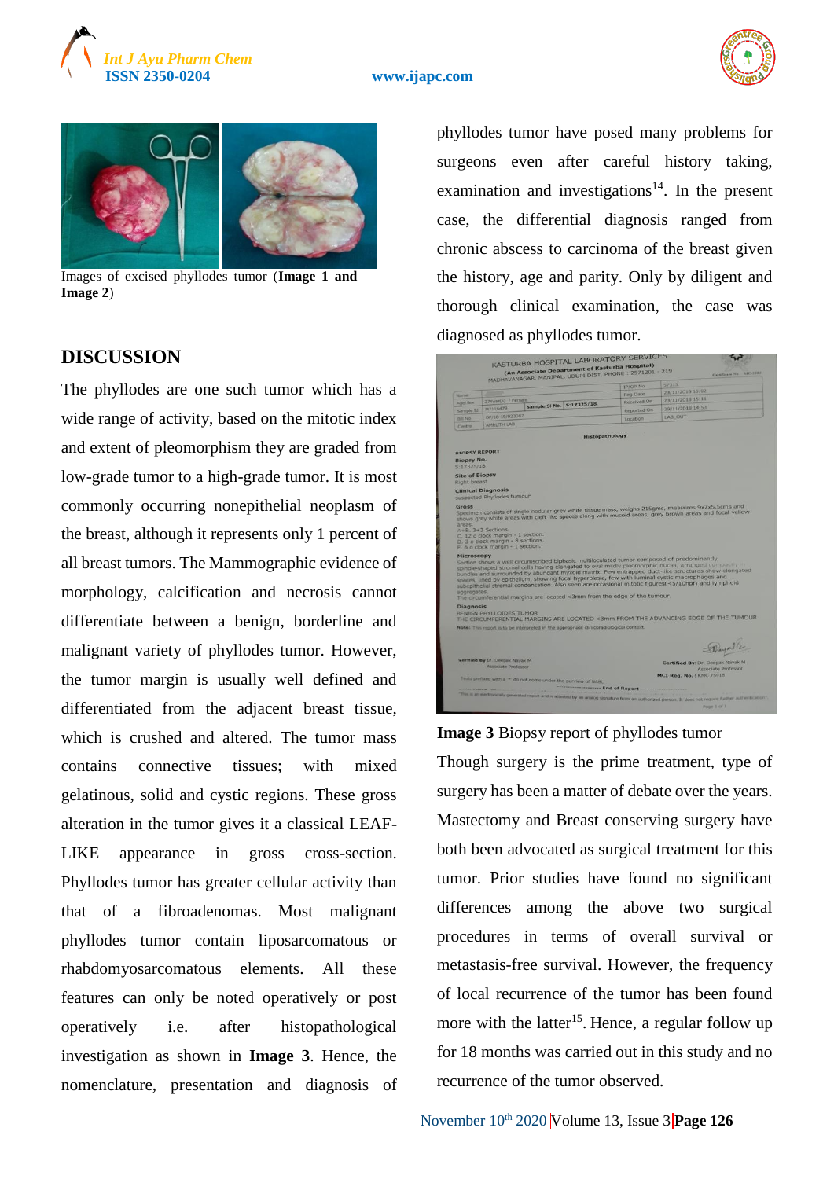Images of excised phyllodes tumor (**Image 1 and Image 2**)

## DISCUSSION

The phyllodes are one such tumor which has a wide range of activity, based on the mitotic index and extent of pleomorphism they are graded from low-grade tumor to a high-grade tumor. It is most commonly occurring nonepithelial neoplasm of the breast, although it represents only 1 percent of all breast tumors. The Mammographic evidence of morphology, calcification and necrosis cannot differentiate between a benign, borderline and malignant variety of phyllodes tumor. However, the tumor margin is usually well defined and differentiated from the adjacent breast tissue, which is crushed and altered. The tumor mass contains connective tissues; with mixed gelatinous, solid and cystic regions. These gross alteration in the tumor gives it a classical LEAF-LIKE appearance in gross cross-section. Phyllodes tumor has greater cellular activity than that of a fibroadenomas. Most malignant phyllodes tumor contain liposarcomatous or rhabdomyosarcomatous elements. All these features can only be noted operatively or post operatively i.e. after histopathological investigation as shown in **Image 3**. Hence, the nomenclature, presentation and diagnosis of phyllodes tumor have posed many problems for surgeons even after careful history taking, examination and investigations[14]. In the present case, the differential diagnosis ranged from chronic abscess to carcinoma of the breast given the history, age and parity. Only by diligent and thorough clinical examination, the case was diagnosed as phyllodes tumor.

**Image 3** Biopsy report of phyllodes tumor

Though surgery is the prime treatment, type of surgery has been a matter of debate over the years. Mastectomy and Breast conserving surgery have both been advocated as surgical treatment for this tumor. Prior studies have found no significant differences among the above two surgical procedures in terms of overall survival or metastasis-free survival. However, the frequency of local recurrence of the tumor has been found more with the latter[15]. Hence, a regular follow up for 18 months was carried out in this study and no recurrence of the tumor observed.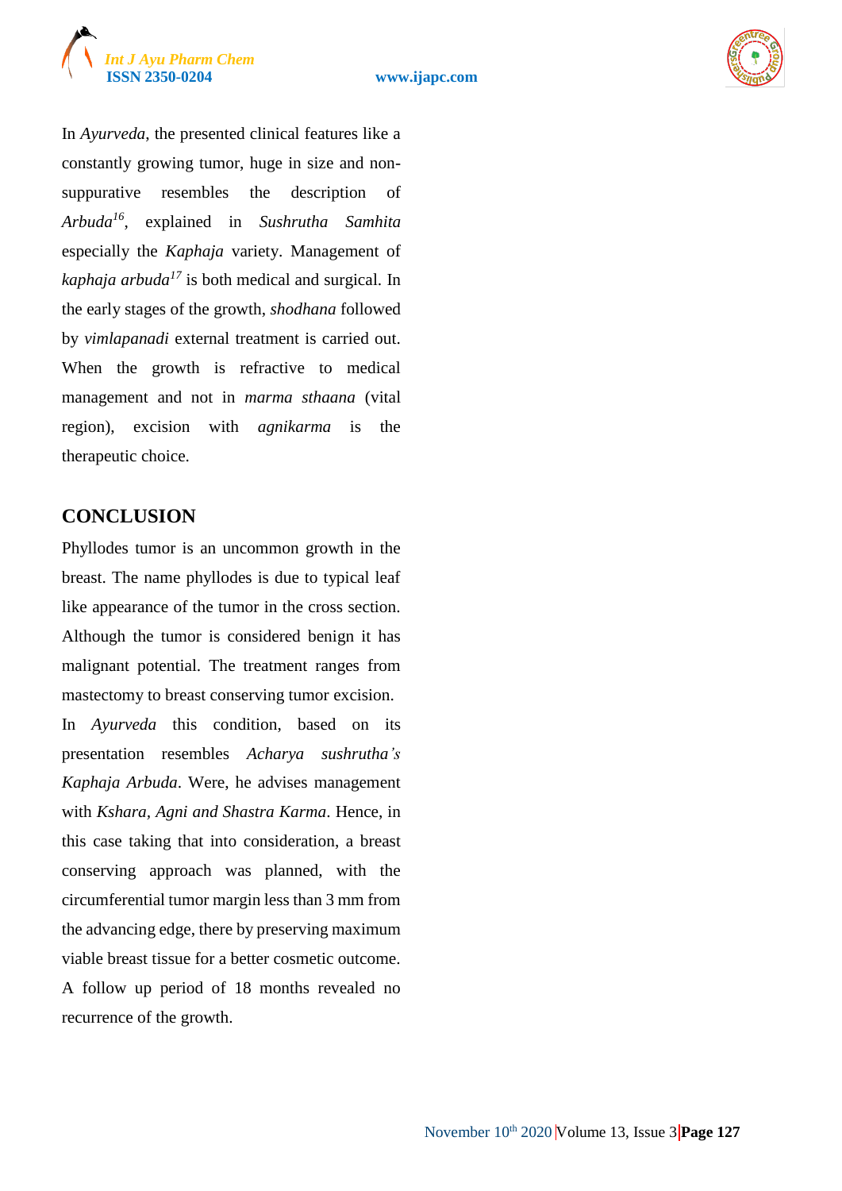In *Ayurveda*, the presented clinical features like a constantly growing tumor, huge in size and non-suppurative resembles the description of *Arbuda*[16], explained in *Sushrutha Samhita* especially the *Kaphaja* variety. Management of *kaphaja arbuda*[17] is both medical and surgical. In the early stages of the growth, *shodhana* followed by *vimlapanadi* external treatment is carried out. When the growth is refractive to medical management and not in *marma sthaana* (vital region), excision with *agnikarma* is the therapeutic choice.

## CONCLUSION

Phyllodes tumor is an uncommon growth in the breast. The name phyllodes is due to typical leaf like appearance of the tumor in the cross section. Although the tumor is considered benign it has malignant potential. The treatment ranges from mastectomy to breast conserving tumor excision.

In *Ayurveda* this condition, based on its presentation resembles *Acharya sushrutha's Kaphaja Arbuda*. Were, he advises management with *Kshara, Agni and Shastra Karma*. Hence, in this case taking that into consideration, a breast conserving approach was planned, with the circumferential tumor margin less than 3 mm from the advancing edge, there by preserving maximum viable breast tissue for a better cosmetic outcome. A follow up period of 18 months revealed no recurrence of the growth.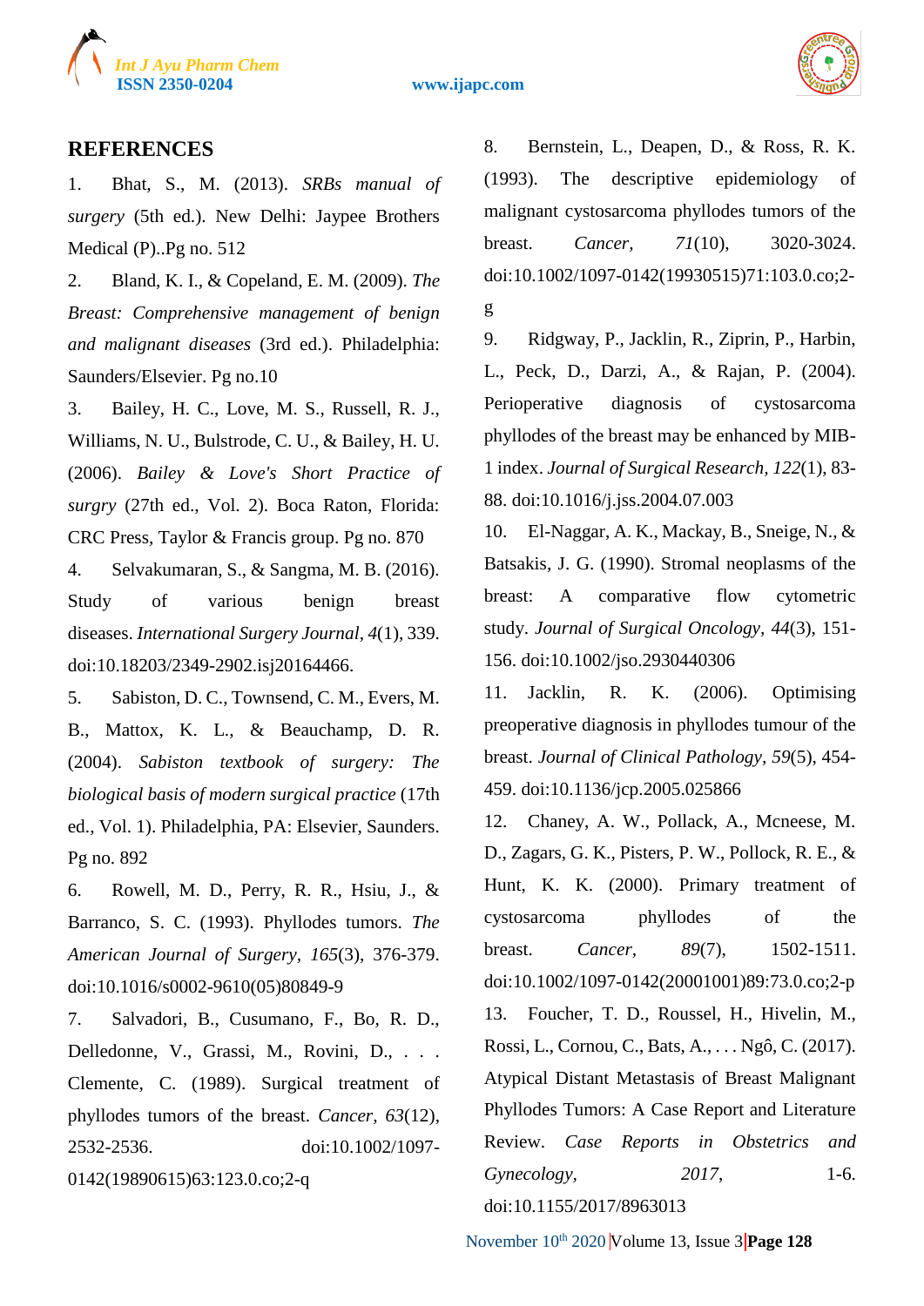## REFERENCES

1. Bhat, S., M. (2013). *SRBs manual of surgery* (5th ed.). New Delhi: Jaypee Brothers Medical (P)..Pg no. 512

2. Bland, K. I., & Copeland, E. M. (2009). *The Breast: Comprehensive management of benign and malignant diseases* (3rd ed.). Philadelphia: Saunders/Elsevier. Pg no.10

3. Bailey, H. C., Love, M. S., Russell, R. J., Williams, N. U., Bulstrode, C. U., & Bailey, H. U. (2006). *Bailey & Love's Short Practice of surgry* (27th ed., Vol. 2). Boca Raton, Florida: CRC Press, Taylor & Francis group. Pg no. 870

4. Selvakumaran, S., & Sangma, M. B. (2016). Study of various benign breast diseases. *International Surgery Journal, 4*(1), 339. doi:10.18203/2349-2902.isj20164466.

5. Sabiston, D. C., Townsend, C. M., Evers, M. B., Mattox, K. L., & Beauchamp, D. R. (2004). *Sabiston textbook of surgery: The biological basis of modern surgical practice* (17th ed., Vol. 1). Philadelphia, PA: Elsevier, Saunders. Pg no. 892

6. Rowell, M. D., Perry, R. R., Hsiu, J., & Barranco, S. C. (1993). Phyllodes tumors. *The American Journal of Surgery, 165*(3), 376-379. doi:10.1016/s0002-9610(05)80849-9

7. Salvadori, B., Cusumano, F., Bo, R. D., Delledonne, V., Grassi, M., Rovini, D., . . . Clemente, C. (1989). Surgical treatment of phyllodes tumors of the breast. *Cancer, 63*(12), 2532-2536. doi:10.1002/1097-0142(19890615)63:123.0.co;2-q

8. Bernstein, L., Deapen, D., & Ross, R. K. (1993). The descriptive epidemiology of malignant cystosarcoma phyllodes tumors of the breast. *Cancer, 71*(10), 3020-3024. doi:10.1002/1097-0142(19930515)71:103.0.co;2-g

9. Ridgway, P., Jacklin, R., Ziprin, P., Harbin, L., Peck, D., Darzi, A., & Rajan, P. (2004). Perioperative diagnosis of cystosarcoma phyllodes of the breast may be enhanced by MIB-1 index. *Journal of Surgical Research, 122*(1), 83-88. doi:10.1016/j.jss.2004.07.003

10. El-Naggar, A. K., Mackay, B., Sneige, N., & Batsakis, J. G. (1990). Stromal neoplasms of the breast: A comparative flow cytometric study. *Journal of Surgical Oncology, 44*(3), 151-156. doi:10.1002/jso.2930440306

11. Jacklin, R. K. (2006). Optimising preoperative diagnosis in phyllodes tumour of the breast. *Journal of Clinical Pathology, 59*(5), 454-459. doi:10.1136/jcp.2005.025866

12. Chaney, A. W., Pollack, A., Mcneese, M. D., Zagars, G. K., Pisters, P. W., Pollock, R. E., & Hunt, K. K. (2000). Primary treatment of cystosarcoma phyllodes of the breast. *Cancer, 89*(7), 1502-1511. doi:10.1002/1097-0142(20001001)89:73.0.co;2-p

13. Foucher, T. D., Roussel, H., Hivelin, M., Rossi, L., Cornou, C., Bats, A., . . . Ngô, C. (2017). Atypical Distant Metastasis of Breast Malignant Phyllodes Tumors: A Case Report and Literature Review. *Case Reports in Obstetrics and Gynecology, 2017*, 1-6. doi:10.1155/2017/8963013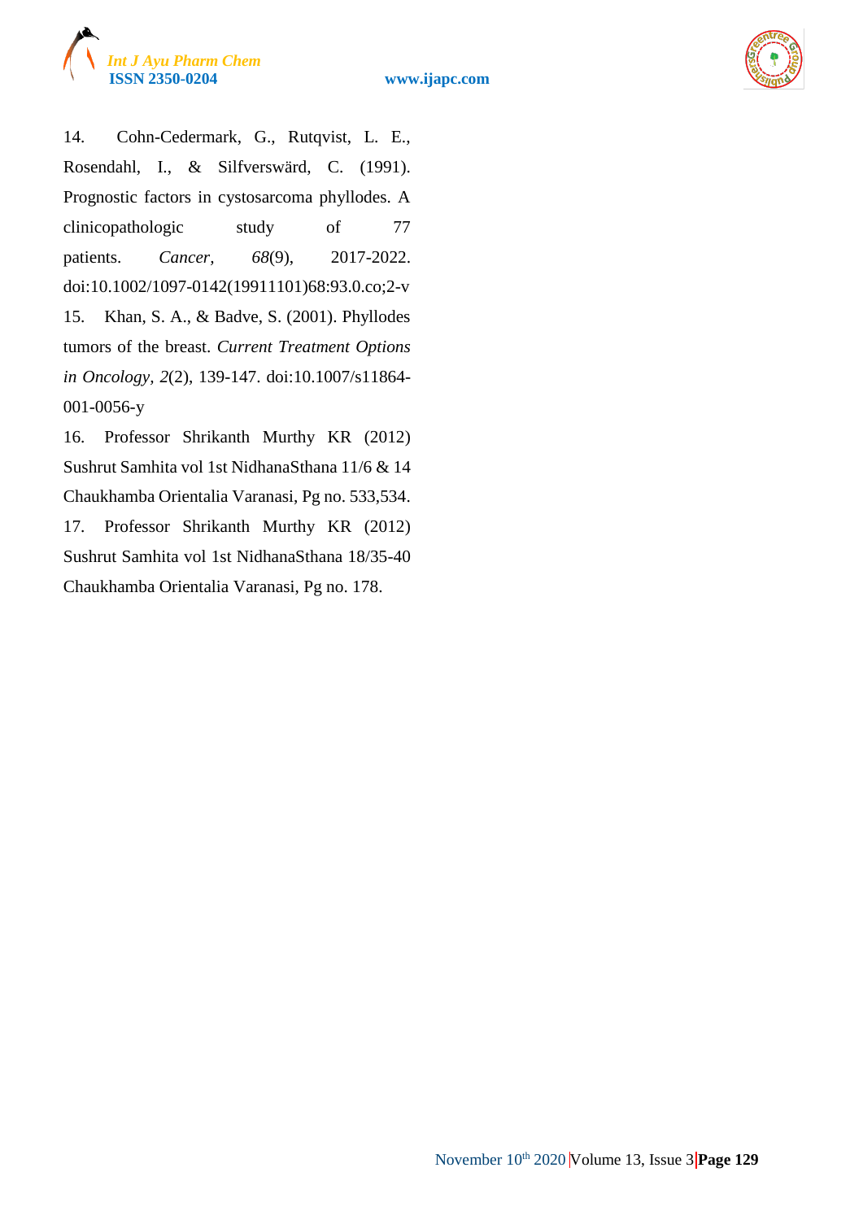14. Cohn-Cedermark, G., Rutqvist, L. E., Rosendahl, I., & Silfverswärd, C. (1991). Prognostic factors in cystosarcoma phyllodes. A clinicopathologic study of 77 patients. *Cancer*, *68*(9), 2017-2022. doi:10.1002/1097-0142(19911101)68:93.0.co;2-v

15. Khan, S. A., & Badve, S. (2001). Phyllodes tumors of the breast. *Current Treatment Options in Oncology*, *2*(2), 139-147. doi:10.1007/s11864-001-0056-y

16. Professor Shrikanth Murthy KR (2012) Sushrut Samhita vol 1st NidhanaSthana 11/6 & 14 Chaukhamba Orientalia Varanasi, Pg no. 533,534.

17. Professor Shrikanth Murthy KR (2012) Sushrut Samhita vol 1st NidhanaSthana 18/35-40 Chaukhamba Orientalia Varanasi, Pg no. 178.